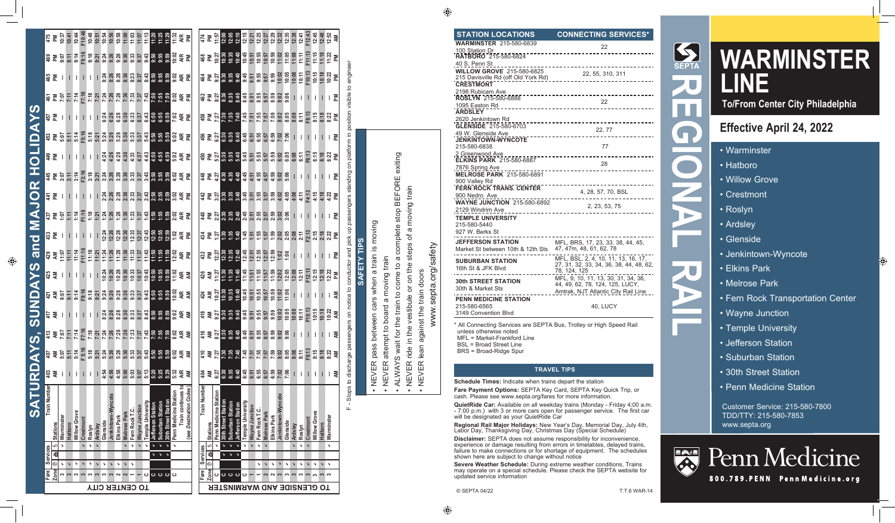# SATURDAYS, SUNDAYS and MAJOR HOLIDAYS

## TO CENTER CITY

| Fare Zone | Stations \ Train Number | 403 | 407 | 413 | 417 | 421 | 425 | 429 | 433 | 437 | 441 | 445 | 449 | 453 | 457 | 461 | 465 | 469 | 475 |
|---|---|---|---|---|---|---|---|---|---|---|---|---|---|---|---|---|---|---|---|
| | | AM | AM | AM | AM | AM | AM | AM | PM | PM | PM | PM | PM | PM | PM | PM | PM | PM | PM |
| 3 | Warminster | — | 5:07 | 7:07 | — | 9:07 | — | 11:07 | — | 1:07 | — | 3:07 | — | 5:07 | — | 7:07 | — | 9:07 | 10:37 |
| 3 | Hatboro | — | 5:11 | 7:11 | — | 9:11 | — | 11:11 | — | 1:11 | — | 3:11 | — | 5:11 | — | 7:11 | — | 9:11 | 10:41 |
| 3 | Willow Grove | — | 5:14 | 7:14 | — | 9:14 | — | 11:14 | — | 1:14 | — | 3:14 | — | 5:14 | — | 7:14 | — | 9:14 | 10:44 |
| 3 | Crestmont | — | F5:16 | F7:16 | — | F9:16 | — | F11:16 | — | F1:16 | — | F3:16 | — | F5:16 | — | F7:16 | — | F9:16 | F10:46 |
| 3 | Roslyn | — | 5:18 | 7:18 | — | 9:18 | — | 11:18 | — | 1:18 | — | 3:18 | — | 5:18 | — | 7:18 | — | 9:18 | 10:48 |
| 3 | Ardsley | — | 5:21 | 7:21 | — | 9:21 | — | 11:21 | — | 1:21 | — | 3:21 | — | 5:21 | — | 7:21 | — | 9:21 | 10:51 |
| 3 | Glenside | 4:54 | 5:24 | 7:24 | 8:24 | 9:24 | 10:24 | 11:24 | 12:24 | 1:24 | 2:24 | 3:24 | 4:24 | 5:24 | 6:24 | 7:24 | 8:24 | 9:24 | 10:54 |
| 2 | Jenkintown-Wyncote | 4:56 | 5:26 | 7:26 | 8:26 | 9:26 | 10:26 | 11:26 | 12:26 | 1:26 | 2:26 | 3:26 | 4:26 | 5:26 | 6:26 | 7:26 | 8:26 | 9:26 | 10:56 |
| 2 | Elkins Park | 4:58 | 5:28 | 7:28 | 8:28 | 9:28 | 10:28 | 11:28 | 12:28 | 1:28 | 2:28 | 3:28 | 4:28 | 5:28 | 6:28 | 7:28 | 8:28 | 9:28 | 10:58 |
| 2 | Melrose Park | 5:00 | 5:30 | 7:30 | 8:30 | 9:30 | 10:30 | 11:30 | 12:30 | 1:30 | 2:30 | 3:30 | 4:30 | 5:30 | 6:30 | 7:30 | 8:30 | 9:30 | 11:00 |
| 1 | Fern Rock T.C. | 5:03 | 5:33 | 7:33 | 8:33 | 9:33 | 10:33 | 11:33 | 12:33 | 1:33 | 2:33 | 3:33 | 4:33 | 5:33 | 6:33 | 7:33 | 8:33 | 9:33 | 11:03 |
| 1 | Wayne Junction | 5:07 | 5:37 | 7:37 | 8:37 | 9:37 | 10:37 | 11:37 | 12:37 | 1:37 | 2:37 | 3:37 | 4:37 | 5:37 | 6:37 | 7:37 | 8:37 | 9:37 | 11:07 |
| C | Temple University | 5:13 | 5:43 | 7:43 | 8:43 | 9:43 | 10:43 | 11:43 | 12:43 | 1:43 | 2:43 | 3:43 | 4:43 | 5:43 | 6:43 | 7:43 | 8:43 | 9:43 | 11:13 |
| C | Jefferson Station | 5:20 | 5:50 | 7:50 | 8:50 | 9:50 | 10:50 | 11:50 | 12:50 | 1:50 | 2:50 | 3:50 | 4:50 | 5:50 | 6:50 | 7:50 | 8:50 | 9:50 | 11:20 |
| C | Suburban Station | 5:25 | 5:55 | 7:55 | 8:55 | 9:55 | 10:55 | 11:55 | 12:55 | 1:55 | 2:55 | 3:55 | 4:55 | 5:55 | 6:55 | 7:55 | 8:55 | 9:55 | 11:25 |
| C | 30th Street Station | 5:29 | 5:59 | 7:59 | 8:59 | 9:59 | 10:59 | 11:59 | 12:59 | 1:59 | 2:59 | 3:59 | 4:59 | 5:59 | 6:59 | 7:59 | 8:59 | 9:59 | 11:29 |
| C | Penn Medicine Station | 5:32 | 6:02 | 8:02 | 9:02 | 10:02 | 11:02 | 12:02 | 1:02 | 2:02 | 3:02 | 4:02 | 5:02 | 6:02 | 7:02 | 8:02 | 9:02 | 10:02 | 11:32 |
| | Train continues to (see Destination Codes) | AIR | AIR | AIR | AIR | AIR | AIR | AIR | AIR | AIR | AIR | AIR | AIR | AIR | AIR | AIR | AIR | AIR | AIR |
| | | AM | AM | AM | AM | AM | AM | PM | PM | PM | PM | PM | PM | PM | PM | PM | PM | PM | PM |

## TO GLENSIDE AND WARMINSTER

| Fare Zone | Stations \ Train Number | 404 | 410 | 416 | 418 | 424 | 426 | 432 | 434 | 440 | 442 | 448 | 450 | 456 | 458 | 462 | 464 | 468 | 474 |
|---|---|---|---|---|---|---|---|---|---|---|---|---|---|---|---|---|---|---|---|
| | | AM | AM | AM | AM | AM | AM | PM | PM | PM | PM | PM | PM | PM | PM | PM | PM | PM | PM |
| C | Penn Medicine Station | 6:27 | 7:27 | 8:27 | 9:27 | 10:27 | 11:27 | 12:27 | 1:27 | 2:27 | 3:27 | 4:27 | 5:27 | 6:27 | 7:27 | 8:27 | 9:27 | 10:27 | 11:57 |
| C | 30th Street Station | 6:30 | 7:30 | 8:30 | 9:30 | 10:30 | 11:30 | 12:30 | 1:30 | 2:30 | 3:30 | 4:30 | 5:30 | 6:30 | 7:30 | 8:30 | 9:30 | 10:30 | 12:00 |
| C | Suburban Station | 6:35 | 7:35 | 8:35 | 9:35 | 10:35 | 11:35 | 12:35 | 1:35 | 2:35 | 3:35 | 4:35 | 5:35 | 6:35 | 7:35 | 8:35 | 9:35 | 10:35 | 12:05 |
| C | Jefferson Station | 6:40 | 7:40 | 8:40 | 9:40 | 10:40 | 11:40 | 12:40 | 1:40 | 2:40 | 3:40 | 4:40 | 5:40 | 6:40 | 7:40 | 8:40 | 9:40 | 10:40 | 12:10 |
| C | Temple University | 6:45 | 7:45 | 8:45 | 9:45 | 10:45 | 11:45 | 12:45 | 1:45 | 2:45 | 3:45 | 4:45 | 5:45 | 6:45 | 7:45 | 8:45 | 9:45 | 10:45 | 12:15 |
| 1 | Wayne Junction | 6:51 | 7:51 | 8:51 | 9:51 | 10:51 | 11:51 | 12:51 | 1:51 | 2:51 | 3:51 | 4:51 | 5:51 | 6:51 | 7:51 | 8:51 | 9:51 | 10:51 | 12:21 |
| 1 | Fern Rock T.C. | 6:55 | 7:55 | 8:55 | 9:55 | 10:55 | 11:55 | 12:55 | 1:55 | 2:55 | 3:55 | 4:55 | 5:55 | 6:55 | 7:55 | 8:55 | 9:55 | 10:55 | 12:25 |
| 2 | Melrose Park | 6:57 | 7:57 | 8:57 | 9:57 | 10:57 | 11:57 | 12:57 | 1:57 | 2:57 | 3:57 | 4:57 | 5:57 | 6:57 | 7:57 | 8:57 | 9:57 | 10:57 | 12:27 |
| 2 | Elkins Park | 6:59 | 7:59 | 8:59 | 9:59 | 10:59 | 11:59 | 12:59 | 1:59 | 2:59 | 3:59 | 4:59 | 5:59 | 6:59 | 7:59 | 8:59 | 9:59 | 10:59 | 12:29 |
| 2 | Jenkintown-Wyncote | 7:02 | 8:02 | 9:02 | 10:02 | 11:02 | 12:02 | 1:02 | 2:02 | 3:02 | 4:02 | 5:02 | 6:02 | 7:02 | 8:02 | 9:02 | 10:02 | 11:02 | 12:32 |
| 3 | Glenside | 7:06 | 8:05 | 9:06 | 10:05 | 11:06 | 12:05 | 1:06 | 2:05 | 3:06 | 4:05 | 5:06 | 6:05 | 7:06 | 8:05 | 9:06 | 10:05 | 11:05 | 12:35 |
| 3 | Ardsley | — | 8:08 | — | 10:08 | — | 12:08 | — | 2:08 | — | 4:08 | — | 6:08 | — | 8:08 | — | 10:08 | 11:08 | 12:38 |
| 3 | Roslyn | — | 8:11 | — | 10:11 | — | 12:11 | — | 2:11 | — | 4:11 | — | 6:11 | — | 8:11 | — | 10:11 | 11:11 | 12:41 |
| 3 | Crestmont | — | F8:13 | — | F10:13 | — | F12:13 | — | F2:13 | — | F4:13 | — | F6:13 | — | F8:13 | — | F10:13 | F11:13 | F12:43 |
| 3 | Willow Grove | — | 8:15 | — | 10:15 | — | 12:15 | — | 2:15 | — | 4:15 | — | 6:15 | — | 8:15 | — | 10:15 | 11:15 | 12:45 |
| 3 | Hatboro | — | 8:18 | — | 10:18 | — | 12:18 | — | 2:18 | — | 4:18 | — | 6:18 | — | 8:18 | — | 10:18 | 11:18 | 12:48 |
| 3 | Warminster | — | 8:22 | — | 10:22 | — | 12:22 | — | 2:22 | — | 4:22 | — | 6:22 | — | 8:22 | — | 10:22 | 11:22 | 12:52 |
| | | AM | AM | AM | AM | AM | PM | PM | PM | PM | PM | PM | PM | PM | PM | PM | PM | PM | AM |

F - Stops to discharge passengers on notice to conductor and pick up passengers standing on platform in position visible to engineer

## SAFETY TIPS

- NEVER pass between cars when a train is moving
- NEVER attempt to board a moving train
- ALWAYS wait for the train to come to a complete stop BEFORE exiting
- NEVER ride in the vestibule or on the steps of a moving train
- NEVER lean against the train doors

www.septa.org/safety

| STATION LOCATIONS | CONNECTING SERVICES* |
|---|---|
| WARMINSTER 215-580-6839, 100 Station Dr | 22 |
| HATBORO 215-580-6824, 40 S. Penn St | |
| WILLOW GROVE 215-580-6825, 215 Davisville Rd (off Old York Rd) | 22, 55, 310, 311 |
| CRESTMONT, 2198 Rubicam Ave | |
| ROSLYN 215-580-6886, 1095 Easton Rd | 22 |
| ARDSLEY, 2620 Jenkintown Rd | |
| GLENSIDE 215-580-6703, 49 W. Glenside Ave | 22, 77 |
| JENKINTOWN-WYNCOTE 215-580-6838, 2 Greenwood Ave | 77 |
| ELKINS PARK 215-580-6887, 7876 Spring Ave | 28 |
| MELROSE PARK 215-580-6891, 900 Valley Rd | |
| FERN ROCK TRANS. CENTER, 900 Nedro Ave | 4, 28, 57, 70, BSL |
| WAYNE JUNCTION 215-580-6892, 2129 Windrim Ave | 2, 23, 53, 75 |
| TEMPLE UNIVERSITY 215-580-5440, 927 W. Berks St | |
| JEFFERSON STATION, Market St between 10th & 12th Sts | MFL, BRS, 17, 23, 33, 38, 44, 45, 47, 47m, 48, 61, 62, 78 |
| SUBURBAN STATION, 16th St & JFK Blvd | MFL, BSL, 2, 4, 10, 11, 13, 16, 17, 27, 31, 32, 33, 34, 36, 38, 44, 48, 62, 78, 124, 125 |
| 30th STREET STATION, 30th & Market Sts | MFL, 9, 10, 11, 13, 30, 31, 34, 36, 44, 49, 62, 78, 124, 125, LUCY, Amtrak, NJT Atlantic City Rail Line |
| PENN MEDICINE STATION 215-580-6565, 3149 Convention Blvd | 40, LUCY |

\* All Connecting Services are SEPTA Bus, Trolley or High Speed Rail unless otherwise noted
MFL = Market-Frankford Line
BSL = Broad Street Line
BRS = Broad-Ridge Spur

## TRAVEL TIPS

**Schedule Times:** Indicate when trains depart the station

**Fare Payment Options:** SEPTA Key Card, SEPTA Key Quick Trip, or cash. Please see www.septa.org/fares for more information.

**QuietRide Car:** Available on all weekday trains (Monday - Friday 4:00 a.m. - 7:00 p.m.) with 3 or more cars open for passenger service. The first car will be designated as your QuietRide Car

**Regional Rail Major Holidays:** New Year's Day, Memorial Day, July 4th, Labor Day, Thanksgiving Day, Christmas Day (Special Schedule)

**Disclaimer:** SEPTA does not assume responsibility for inconvenience, experience or damage resulting from errors in timetables, delayed trains, failure to make connections or for shortage of equipment. The schedules shown here are subject to change without notice

**Severe Weather Schedule:** During extreme weather conditions, Trains may operate on a special schedule. Please check the SEPTA website for updated service information

© SEPTA 04/22 T.T.6 WAR-14

# SEPTA REGIONAL RAIL

# WARMINSTER LINE

**To/From Center City Philadelphia**

## Effective April 24, 2022

- Warminster
- Hatboro
- Willow Grove
- Crestmont
- Roslyn
- Ardsley
- Glenside
- Jenkintown-Wyncote
- Elkins Park
- Melrose Park
- Fern Rock Transportation Center
- Wayne Junction
- Temple University
- Jefferson Station
- Suburban Station
- 30th Street Station
- Penn Medicine Station

Customer Service: 215-580-7800
TDD/TTY: 215-580-7853
www.septa.org

Penn Medicine
800.789.PENN PennMedicine.org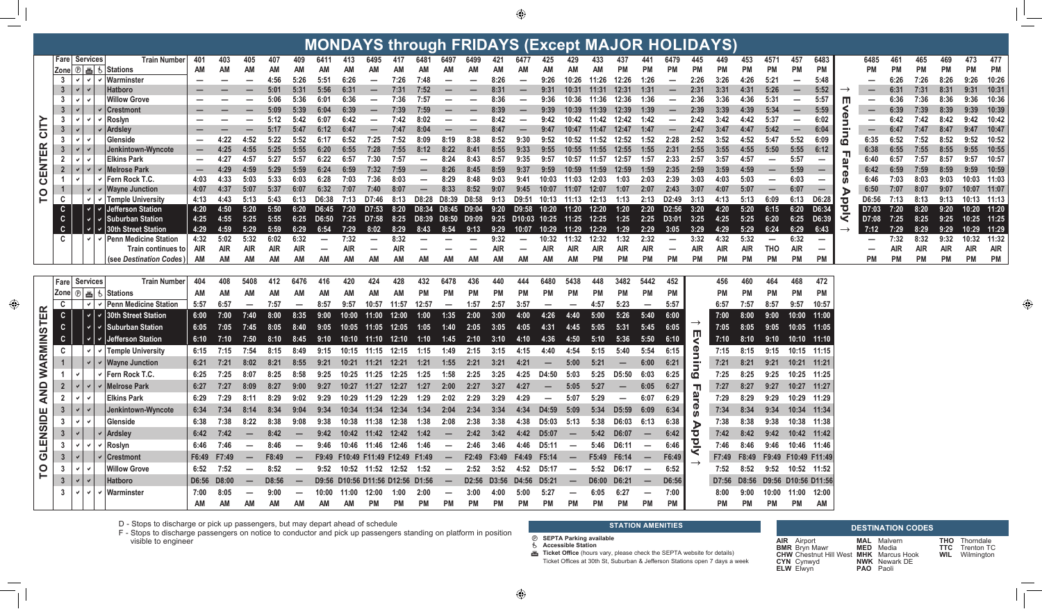# MONDAYS through FRIDAYS (Except MAJOR HOLIDAYS)

## TO CENTER CITY

| Fare Zone | Ⓟ | 🎫 | ♿ | Train Number / Stations | 401 AM | 403 AM | 405 AM | 407 AM | 409 AM | 6411 AM | 413 AM | 6495 AM | 417 AM | 6481 AM | 6497 AM | 6499 AM | 421 AM | 6477 AM | 425 AM | 429 AM | 433 AM | 437 PM | 441 PM | 6479 PM | 445 PM | 449 PM | 453 PM | 4571 PM | 457 PM | 6483 PM | → Evening Fares Apply → | 6485 PM | 461 PM | 465 PM | 469 PM | 473 PM | 477 PM |
|---|---|---|---|---|---|---|---|---|---|---|---|---|---|---|---|---|---|---|---|---|---|---|---|---|---|---|---|---|---|---|---|---|---|---|---|---|---|
| 3 | ✓ | ✓ | ✓ | Warminster | — | — | — | 4:56 | 5:26 | 5:51 | 6:26 | — | 7:26 | 7:48 | — | — | 8:26 | — | 9:26 | 10:26 | 11:26 | 12:26 | 1:26 | — | 2:26 | 3:26 | 4:26 | 5:21 | — | 5:48 | | — | 6:26 | 7:26 | 8:26 | 9:26 | 10:26 |
| 3 | ✓ | ✓ | | Hatboro | — | — | — | 5:01 | 5:31 | 5:56 | 6:31 | — | 7:31 | 7:52 | — | — | 8:31 | — | 9:31 | 10:31 | 11:31 | 12:31 | 1:31 | — | 2:31 | 3:31 | 4:31 | 5:26 | — | 5:52 | | — | 6:31 | 7:31 | 8:31 | 9:31 | 10:31 |
| 3 | ✓ | ✓ | | Willow Grove | — | — | — | 5:06 | 5:36 | 6:01 | 6:36 | — | 7:36 | 7:57 | — | — | 8:36 | — | 9:36 | 10:36 | 11:36 | 12:36 | 1:36 | — | 2:36 | 3:36 | 4:36 | 5:31 | — | 5:57 | | — | 6:36 | 7:36 | 8:36 | 9:36 | 10:36 |
| 3 | ✓ | | ✓ | Crestmont | — | — | — | 5:09 | 5:39 | 6:04 | 6:39 | — | 7:39 | 7:59 | — | — | 8:39 | — | 9:39 | 10:39 | 11:39 | 12:39 | 1:39 | — | 2:39 | 3:39 | 4:39 | 5:34 | — | 5:59 | | — | 6:39 | 7:39 | 8:39 | 9:39 | 10:39 |
| 3 | ✓ | ✓ | ✓ | Roslyn | — | — | — | 5:12 | 5:42 | 6:07 | 6:42 | — | 7:42 | 8:02 | — | — | 8:42 | — | 9:42 | 10:42 | 11:42 | 12:42 | 1:42 | — | 2:42 | 3:42 | 4:42 | 5:37 | — | 6:02 | | — | 6:42 | 7:42 | 8:42 | 9:42 | 10:42 |
| 3 | ✓ | | ✓ | Ardsley | — | — | — | 5:17 | 5:47 | 6:12 | 6:47 | — | 7:47 | 8:04 | — | — | 8:47 | — | 9:47 | 10:47 | 11:47 | 12:47 | 1:47 | — | 2:47 | 3:47 | 4:47 | 5:42 | — | 6:04 | | — | 6:47 | 7:47 | 8:47 | 9:47 | 10:47 |
| 3 | ✓ | ✓ | | Glenside | — | 4:22 | 4:52 | 5:22 | 5:52 | 6:17 | 6:52 | 7:25 | 7:52 | 8:09 | 8:19 | 8:38 | 8:52 | 9:30 | 9:52 | 10:52 | 11:52 | 12:52 | 1:52 | 2:28 | 2:52 | 3:52 | 4:52 | 5:47 | 5:52 | 6:09 | | 6:35 | 6:52 | 7:52 | 8:52 | 9:52 | 10:52 |
| 3 | ✓ | ✓ | | Jenkintown-Wyncote | — | 4:25 | 4:55 | 5:25 | 5:55 | 6:20 | 6:55 | 7:28 | 7:55 | 8:12 | 8:22 | 8:41 | 8:55 | 9:33 | 9:55 | 10:55 | 11:55 | 12:55 | 1:55 | 2:31 | 2:55 | 3:55 | 4:55 | 5:50 | 5:55 | 6:12 | | 6:38 | 6:55 | 7:55 | 8:55 | 9:55 | 10:55 |
| 2 | ✓ | ✓ | | Elkins Park | — | 4:27 | 4:57 | 5:27 | 5:57 | 6:22 | 6:57 | 7:30 | 7:57 | — | 8:24 | 8:43 | 8:57 | 9:35 | 9:57 | 10:57 | 11:57 | 12:57 | 1:57 | 2:33 | 2:57 | 3:57 | 4:57 | — | 5:57 | — | | 6:40 | 6:57 | 7:57 | 8:57 | 9:57 | 10:57 |
| 2 | ✓ | ✓ | ✓ | Melrose Park | — | 4:29 | 4:59 | 5:29 | 5:59 | 6:24 | 6:59 | 7:32 | 7:59 | — | 8:26 | 8:45 | 8:59 | 9:37 | 9:59 | 10:59 | 11:59 | 12:59 | 1:59 | 2:35 | 2:59 | 3:59 | 4:59 | — | 5:59 | — | | 6:42 | 6:59 | 7:59 | 8:59 | 9:59 | 10:59 |
| 1 | ✓ | | ✓ | Fern Rock T.C. | 4:03 | 4:33 | 5:03 | 5:33 | 6:03 | 6:28 | 7:03 | 7:36 | 8:03 | — | 8:29 | 8:48 | 9:03 | 9:41 | 10:03 | 11:03 | 12:03 | 1:03 | 2:03 | 2:39 | 3:03 | 4:03 | 5:03 | — | 6:03 | — | | 6:46 | 7:03 | 8:03 | 9:03 | 10:03 | 11:03 |
| 1 | | ✓ | ✓ | Wayne Junction | 4:07 | 4:37 | 5:07 | 5:37 | 6:07 | 6:32 | 7:07 | 7:40 | 8:07 | — | 8:33 | 8:52 | 9:07 | 9:45 | 10:07 | 11:07 | 12:07 | 1:07 | 2:07 | 2:43 | 3:07 | 4:07 | 5:07 | — | 6:07 | — | | 6:50 | 7:07 | 8:07 | 9:07 | 10:07 | 11:07 |
| C | | ✓ | ✓ | Temple University | 4:13 | 4:43 | 5:13 | 5:43 | 6:13 | D6:38 | 7:13 | D7:46 | 8:13 | D8:28 | D8:39 | D8:58 | 9:13 | D9:51 | 10:13 | 11:13 | 12:13 | 1:13 | 2:13 | D2:49 | 3:13 | 4:13 | 5:13 | 6:09 | 6:13 | D6:28 | | D6:56 | 7:13 | 8:13 | 9:13 | 10:13 | 11:13 |
| C | | ✓ | ✓ | Jefferson Station | 4:20 | 4:50 | 5:20 | 5:50 | 6:20 | D6:45 | 7:20 | D7:53 | 8:20 | D8:34 | D8:45 | D9:04 | 9:20 | D9:58 | 10:20 | 11:20 | 12:20 | 1:20 | 2:20 | D2:56 | 3:20 | 4:20 | 5:20 | 6:15 | 6:20 | D6:34 | | D7:03 | 7:20 | 8:20 | 9:20 | 10:20 | 11:20 |
| C | | ✓ | ✓ | Suburban Station | 4:25 | 4:55 | 5:25 | 5:55 | 6:25 | D6:50 | 7:25 | D7:58 | 8:25 | D8:39 | D8:50 | D9:09 | 9:25 | D10:03 | 10:25 | 11:25 | 12:25 | 1:25 | 2:25 | D3:01 | 3:25 | 4:25 | 5:25 | 6:20 | 6:25 | D6:39 | | D7:08 | 7:25 | 8:25 | 9:25 | 10:25 | 11:25 |
| C | | ✓ | ✓ | 30th Street Station | 4:29 | 4:59 | 5:29 | 5:59 | 6:29 | 6:54 | 7:29 | 8:02 | 8:29 | 8:43 | 8:54 | 9:13 | 9:29 | 10:07 | 10:29 | 11:29 | 12:29 | 1:29 | 2:29 | 3:05 | 3:29 | 4:29 | 5:29 | 6:24 | 6:29 | 6:43 | | 7:12 | 7:29 | 8:29 | 9:29 | 10:29 | 11:29 |
| C | | ✓ | ✓ | Penn Medicine Station | 4:32 | 5:02 | 5:32 | 6:02 | 6:32 | — | 7:32 | — | 8:32 | — | — | — | 9:32 | — | 10:32 | 11:32 | 12:32 | 1:32 | 2:32 | — | 3:32 | 4:32 | 5:32 | — | 6:32 | — | | — | 7:32 | 8:32 | 9:32 | 10:32 | 11:32 |
| | | | | Train continues to (see Destination Codes) | AIR | AIR | AIR | AIR | AIR | — | AIR | — | AIR | — | — | — | AIR | — | AIR | AIR | AIR | AIR | AIR | — | AIR | AIR | AIR | THO | AIR | — | | — | AIR | AIR | AIR | AIR | AIR |
| | | | | | AM | AM | AM | AM | AM | AM | AM | AM | AM | AM | AM | AM | AM | AM | AM | AM | PM | PM | PM | PM | PM | PM | PM | PM | PM | PM | | PM | PM | PM | PM | PM | PM |

## TO GLENSIDE AND WARMINSTER

| Fare Zone | Ⓟ | 🎫 | ♿ | Train Number / Stations | 404 AM | 408 AM | 5408 AM | 412 AM | 6476 AM | 416 AM | 420 AM | 424 AM | 428 AM | 432 PM | 6478 PM | 436 PM | 440 PM | 444 PM | 6480 PM | 5438 PM | 448 PM | 3482 PM | 5442 PM | 452 PM | → Evening Fares Apply → | 456 PM | 460 PM | 464 PM | 468 PM | 472 PM |
|---|---|---|---|---|---|---|---|---|---|---|---|---|---|---|---|---|---|---|---|---|---|---|---|---|---|---|---|---|---|---|
| C | | ✓ | ✓ | Penn Medicine Station | 5:57 | 6:57 | — | 7:57 | — | 8:57 | 9:57 | 10:57 | 11:57 | 12:57 | — | 1:57 | 2:57 | 3:57 | — | — | 4:57 | 5:23 | — | 5:57 | | 6:57 | 7:57 | 8:57 | 9:57 | 10:57 |
| C | | ✓ | ✓ | 30th Street Station | 6:00 | 7:00 | 7:40 | 8:00 | 8:35 | 9:00 | 10:00 | 11:00 | 12:00 | 1:00 | 1:35 | 2:00 | 3:00 | 4:00 | 4:26 | 4:40 | 5:00 | 5:26 | 5:40 | 6:00 | | 7:00 | 8:00 | 9:00 | 10:00 | 11:00 |
| C | | ✓ | ✓ | Suburban Station | 6:05 | 7:05 | 7:45 | 8:05 | 8:40 | 9:05 | 10:05 | 11:05 | 12:05 | 1:05 | 1:40 | 2:05 | 3:05 | 4:05 | 4:31 | 4:45 | 5:05 | 5:31 | 5:45 | 6:05 | | 7:05 | 8:05 | 9:05 | 10:05 | 11:05 |
| C | | ✓ | ✓ | Jefferson Station | 6:10 | 7:10 | 7:50 | 8:10 | 8:45 | 9:10 | 10:10 | 11:10 | 12:10 | 1:10 | 1:45 | 2:10 | 3:10 | 4:10 | 4:36 | 4:50 | 5:10 | 5:36 | 5:50 | 6:10 | | 7:10 | 8:10 | 9:10 | 10:10 | 11:10 |
| C | | ✓ | ✓ | Temple University | 6:15 | 7:15 | 7:54 | 8:15 | 8:49 | 9:15 | 10:15 | 11:15 | 12:15 | 1:15 | 1:49 | 2:15 | 3:15 | 4:15 | 4:40 | 4:54 | 5:15 | 5:40 | 5:54 | 6:15 | | 7:15 | 8:15 | 9:15 | 10:15 | 11:15 |
| 1 | | ✓ | ✓ | Wayne Junction | 6:21 | 7:21 | 8:02 | 8:21 | 8:55 | 9:21 | 10:21 | 11:21 | 12:21 | 1:21 | 1:55 | 2:21 | 3:21 | 4:21 | — | 5:00 | 5:21 | — | 6:00 | 6:21 | | 7:21 | 8:21 | 9:21 | 10:21 | 11:21 |
| 1 | ✓ | | ✓ | Fern Rock T.C. | 6:25 | 7:25 | 8:07 | 8:25 | 8:58 | 9:25 | 10:25 | 11:25 | 12:25 | 1:25 | 1:58 | 2:25 | 3:25 | 4:25 | D4:50 | 5:03 | 5:25 | D5:50 | 6:03 | 6:25 | | 7:25 | 8:25 | 9:25 | 10:25 | 11:25 |
| 2 | ✓ | ✓ | ✓ | Melrose Park | 6:27 | 7:27 | 8:09 | 8:27 | 9:00 | 9:27 | 10:27 | 11:27 | 12:27 | 1:27 | 2:00 | 2:27 | 3:27 | 4:27 | — | 5:05 | 5:27 | — | 6:05 | 6:27 | | 7:27 | 8:27 | 9:27 | 10:27 | 11:27 |
| 2 | ✓ | ✓ | | Elkins Park | 6:29 | 7:29 | 8:11 | 8:29 | 9:02 | 9:29 | 10:29 | 11:29 | 12:29 | 1:29 | 2:02 | 2:29 | 3:29 | 4:29 | — | 5:07 | 5:29 | — | 6:07 | 6:29 | | 7:29 | 8:29 | 9:29 | 10:29 | 11:29 |
| 3 | ✓ | ✓ | | Jenkintown-Wyncote | 6:34 | 7:34 | 8:14 | 8:34 | 9:04 | 9:34 | 10:34 | 11:34 | 12:34 | 1:34 | 2:04 | 2:34 | 3:34 | 4:34 | D4:59 | 5:09 | 5:34 | D5:59 | 6:09 | 6:34 | | 7:34 | 8:34 | 9:34 | 10:34 | 11:34 |
| 3 | ✓ | ✓ | | Glenside | 6:38 | 7:38 | 8:22 | 8:38 | 9:08 | 9:38 | 10:38 | 11:38 | 12:38 | 1:38 | 2:08 | 2:38 | 3:38 | 4:38 | D5:03 | 5:13 | 5:38 | D6:03 | 6:13 | 6:38 | | 7:38 | 8:38 | 9:38 | 10:38 | 11:38 |
| 3 | ✓ | | ✓ | Ardsley | 6:42 | 7:42 | — | 8:42 | — | 9:42 | 10:42 | 11:42 | 12:42 | 1:42 | — | 2:42 | 3:42 | 4:42 | D5:07 | — | 5:42 | D6:07 | — | 6:42 | | 7:42 | 8:42 | 9:42 | 10:42 | 11:42 |
| 3 | ✓ | ✓ | ✓ | Roslyn | 6:46 | 7:46 | — | 8:46 | — | 9:46 | 10:46 | 11:46 | 12:46 | 1:46 | — | 2:46 | 3:46 | 4:46 | D5:11 | — | 5:46 | D6:11 | — | 6:46 | | 7:46 | 8:46 | 9:46 | 10:46 | 11:46 |
| 3 | ✓ | | ✓ | Crestmont | F6:49 | F7:49 | — | F8:49 | — | F9:49 | F10:49 | F11:49 | F12:49 | F1:49 | — | F2:49 | F3:49 | F4:49 | F5:14 | — | F5:49 | F6:14 | — | F6:49 | | F7:49 | F8:49 | F9:49 | F10:49 | F11:49 |
| 3 | ✓ | ✓ | | Willow Grove | 6:52 | 7:52 | — | 8:52 | — | 9:52 | 10:52 | 11:52 | 12:52 | 1:52 | — | 2:52 | 3:52 | 4:52 | D5:17 | — | 5:52 | D6:17 | — | 6:52 | | 7:52 | 8:52 | 9:52 | 10:52 | 11:52 |
| 3 | ✓ | ✓ | | Hatboro | D6:56 | D8:00 | — | D8:56 | — | D9:56 | D10:56 | D11:56 | D12:56 | D1:56 | — | D2:56 | D3:56 | D4:56 | D5:21 | — | D6:00 | D6:21 | — | D6:56 | | D7:56 | D8:56 | D9:56 | D10:56 | D11:56 |
| 3 | ✓ | ✓ | ✓ | Warminster | 7:00 | 8:05 | — | 9:00 | — | 10:00 | 11:00 | 12:00 | 1:00 | 2:00 | — | 3:00 | 4:00 | 5:00 | 5:27 | — | 6:05 | 6:27 | — | 7:00 | | 8:00 | 9:00 | 10:00 | 11:00 | 12:00 |
| | | | | | AM | AM | AM | AM | AM | AM | AM | PM | PM | PM | PM | PM | PM | PM | PM | PM | PM | PM | PM | PM | | PM | PM | PM | PM | AM |

D - Stops to discharge or pick up passengers, but may depart ahead of schedule

F - Stops to discharge passengers on notice to conductor and pick up passengers standing on platform in position visible to engineer

### STATION AMENITIES

- Ⓟ SEPTA Parking available
- ♿ Accessible Station
- 🎫 Ticket Office (hours vary, please check the SEPTA website for details)
  Ticket Offices at 30th St, Suburban & Jefferson Stations open 7 days a week

### DESTINATION CODES

| Code | Destination | Code | Destination | Code | Destination |
|---|---|---|---|---|---|
| AIR | Airport | MAL | Malvern | THO | Thorndale |
| BMR | Bryn Mawr | MED | Media | TTC | Trenton TC |
| CHW | Chestnut Hill West | MHK | Marcus Hook | WIL | Wilmington |
| CYN | Cynwyd | NWK | Newark DE | | |
| ELW | Elwyn | PAO | Paoli | | |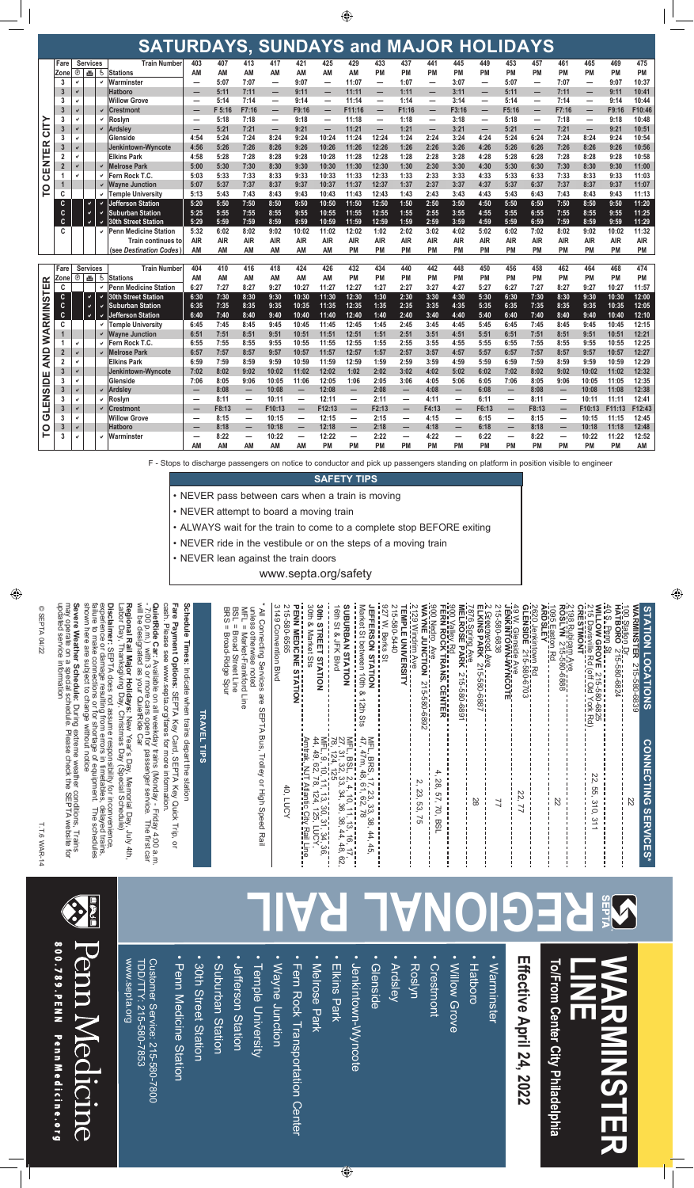# SATURDAYS, SUNDAYS and MAJOR HOLIDAYS

## TO CENTER CITY

| Fare Zone | Services | | | Train Number | 403 | 407 | 413 | 417 | 421 | 425 | 429 | 433 | 437 | 441 | 445 | 449 | 453 | 457 | 461 | 465 | 469 | 475 |
|---|---|---|---|---|---|---|---|---|---|---|---|---|---|---|---|---|---|---|---|---|---|---|
| | | | | Stations | AM | AM | AM | AM | AM | AM | AM | PM | PM | PM | PM | PM | PM | PM | PM | PM | PM | PM |
| 3 | ✓ | | ✓ | Warminster | — | 5:07 | 7:07 | — | 9:07 | — | 11:07 | — | 1:07 | — | 3:07 | — | 5:07 | — | 7:07 | — | 9:07 | 10:37 |
| 3 | ✓ | | | Hatboro | — | 5:11 | 7:11 | — | 9:11 | — | 11:11 | — | 1:11 | — | 3:11 | — | 5:11 | — | 7:11 | — | 9:11 | 10:41 |
| 3 | ✓ | | | Willow Grove | — | 5:14 | 7:14 | — | 9:14 | — | 11:14 | — | 1:14 | — | 3:14 | — | 5:14 | — | 7:14 | — | 9:14 | 10:44 |
| 3 | ✓ | | ✓ | Crestmont | — | F 5:16 | F7:16 | — | F9:16 | — | F11:16 | — | F1:16 | — | F3:16 | — | F5:16 | — | F7:16 | — | F9:16 | F10:46 |
| 3 | ✓ | | ✓ | Roslyn | — | 5:18 | 7:18 | — | 9:18 | — | 11:18 | — | 1:18 | — | 3:18 | — | 5:18 | — | 7:18 | — | 9:18 | 10:48 |
| 3 | ✓ | | ✓ | Ardsley | — | 5:21 | 7:21 | — | 9:21 | — | 11:21 | — | 1:21 | — | 3:21 | — | 5:21 | — | 7:21 | — | 9:21 | 10:51 |
| 3 | ✓ | | | Glenside | 4:54 | 5:24 | 7:24 | 8:24 | 9:24 | 10:24 | 11:24 | 12:24 | 1:24 | 2:24 | 3:24 | 4:24 | 5:24 | 6:24 | 7:24 | 8:24 | 9:24 | 10:54 |
| 3 | ✓ | | | Jenkintown-Wyncote | 4:56 | 5:26 | 7:26 | 8:26 | 9:26 | 10:26 | 11:26 | 12:26 | 1:26 | 2:26 | 3:26 | 4:26 | 5:26 | 6:26 | 7:26 | 8:26 | 9:26 | 10:56 |
| 2 | ✓ | | | Elkins Park | 4:58 | 5:28 | 7:28 | 8:28 | 9:28 | 10:28 | 11:28 | 12:28 | 1:28 | 2:28 | 3:28 | 4:28 | 5:28 | 6:28 | 7:28 | 8:28 | 9:28 | 10:58 |
| 2 | ✓ | | ✓ | Melrose Park | 5:00 | 5:30 | 7:30 | 8:30 | 9:30 | 10:30 | 11:30 | 12:30 | 1:30 | 2:30 | 3:30 | 4:30 | 5:30 | 6:30 | 7:30 | 8:30 | 9:30 | 11:00 |
| 1 | ✓ | | ✓ | Fern Rock T.C. | 5:03 | 5:33 | 7:33 | 8:33 | 9:33 | 10:33 | 11:33 | 12:33 | 1:33 | 2:33 | 3:33 | 4:33 | 5:33 | 6:33 | 7:33 | 8:33 | 9:33 | 11:03 |
| 1 | | | ✓ | Wayne Junction | 5:07 | 5:37 | 7:37 | 8:37 | 9:37 | 10:37 | 11:37 | 12:37 | 1:37 | 2:37 | 3:37 | 4:37 | 5:37 | 6:37 | 7:37 | 8:37 | 9:37 | 11:07 |
| C | | | ✓ | Temple University | 5:13 | 5:43 | 7:43 | 8:43 | 9:43 | 10:43 | 11:43 | 12:43 | 1:43 | 2:43 | 3:43 | 4:43 | 5:43 | 6:43 | 7:43 | 8:43 | 9:43 | 11:13 |
| C | | ✓ | ✓ | Jefferson Station | 5:20 | 5:50 | 7:50 | 8:50 | 9:50 | 10:50 | 11:50 | 12:50 | 1:50 | 2:50 | 3:50 | 4:50 | 5:50 | 6:50 | 7:50 | 8:50 | 9:50 | 11:20 |
| C | | ✓ | ✓ | Suburban Station | 5:25 | 5:55 | 7:55 | 8:55 | 9:55 | 10:55 | 11:55 | 12:55 | 1:55 | 2:55 | 3:55 | 4:55 | 5:55 | 6:55 | 7:55 | 8:55 | 9:55 | 11:25 |
| C | | ✓ | ✓ | 30th Street Station | 5:29 | 5:59 | 7:59 | 8:59 | 9:59 | 10:59 | 11:59 | 12:59 | 1:59 | 2:59 | 3:59 | 4:59 | 5:59 | 6:59 | 7:59 | 8:59 | 9:59 | 11:29 |
| C | | | ✓ | Penn Medicine Station | 5:32 | 6:02 | 8:02 | 9:02 | 10:02 | 11:02 | 12:02 | 1:02 | 2:02 | 3:02 | 4:02 | 5:02 | 6:02 | 7:02 | 8:02 | 9:02 | 10:02 | 11:32 |
| | | | | Train continues to | AIR | AIR | AIR | AIR | AIR | AIR | AIR | AIR | AIR | AIR | AIR | AIR | AIR | AIR | AIR | AIR | AIR | AIR |
| | | | | (see Destination Codes) | AM | AM | AM | AM | AM | AM | PM | PM | PM | PM | PM | PM | PM | PM | PM | PM | PM | PM |

## TO GLENSIDE AND WARMINSTER

| Fare Zone | Services | | | Train Number | 404 | 410 | 416 | 418 | 424 | 426 | 432 | 434 | 440 | 442 | 448 | 450 | 456 | 458 | 462 | 464 | 468 | 474 |
|---|---|---|---|---|---|---|---|---|---|---|---|---|---|---|---|---|---|---|---|---|---|---|
| | | | | Stations | AM | AM | AM | AM | AM | AM | PM | PM | PM | PM | PM | PM | PM | PM | PM | PM | PM | PM |
| C | | | ✓ | Penn Medicine Station | 6:27 | 7:27 | 8:27 | 9:27 | 10:27 | 11:27 | 12:27 | 1:27 | 2:27 | 3:27 | 4:27 | 5:27 | 6:27 | 7:27 | 8:27 | 9:27 | 10:27 | 11:57 |
| C | | ✓ | ✓ | 30th Street Station | 6:30 | 7:30 | 8:30 | 9:30 | 10:30 | 11:30 | 12:30 | 1:30 | 2:30 | 3:30 | 4:30 | 5:30 | 6:30 | 7:30 | 8:30 | 9:30 | 10:30 | 12:00 |
| C | | ✓ | ✓ | Suburban Station | 6:35 | 7:35 | 8:35 | 9:35 | 10:35 | 11:35 | 12:35 | 1:35 | 2:35 | 3:35 | 4:35 | 5:35 | 6:35 | 7:35 | 8:35 | 9:35 | 10:35 | 12:05 |
| C | | ✓ | ✓ | Jefferson Station | 6:40 | 7:40 | 8:40 | 9:40 | 10:40 | 11:40 | 12:40 | 1:40 | 2:40 | 3:40 | 4:40 | 5:40 | 6:40 | 7:40 | 8:40 | 9:40 | 10:40 | 12:10 |
| C | | | ✓ | Temple University | 6:45 | 7:45 | 8:45 | 9:45 | 10:45 | 11:45 | 12:45 | 1:45 | 2:45 | 3:45 | 4:45 | 5:45 | 6:45 | 7:45 | 8:45 | 9:45 | 10:45 | 12:15 |
| 1 | | | ✓ | Wayne Junction | 6:51 | 7:51 | 8:51 | 9:51 | 10:51 | 11:51 | 12:51 | 1:51 | 2:51 | 3:51 | 4:51 | 5:51 | 6:51 | 7:51 | 8:51 | 9:51 | 10:51 | 12:21 |
| 1 | ✓ | | ✓ | Fern Rock T.C. | 6:55 | 7:55 | 8:55 | 9:55 | 10:55 | 11:55 | 12:55 | 1:55 | 2:55 | 3:55 | 4:55 | 5:55 | 6:55 | 7:55 | 8:55 | 9:55 | 10:55 | 12:25 |
| 2 | ✓ | | ✓ | Melrose Park | 6:57 | 7:57 | 8:57 | 9:57 | 10:57 | 11:57 | 12:57 | 1:57 | 2:57 | 3:57 | 4:57 | 5:57 | 6:57 | 7:57 | 8:57 | 9:57 | 10:57 | 12:27 |
| 2 | ✓ | | | Elkins Park | 6:59 | 7:59 | 8:59 | 9:59 | 10:59 | 11:59 | 12:59 | 1:59 | 2:59 | 3:59 | 4:59 | 5:59 | 6:59 | 7:59 | 8:59 | 9:59 | 10:59 | 12:29 |
| 3 | ✓ | | | Jenkintown-Wyncote | 7:02 | 8:02 | 9:02 | 10:02 | 11:02 | 12:02 | 1:02 | 2:02 | 3:02 | 4:02 | 5:02 | 6:02 | 7:02 | 8:02 | 9:02 | 10:02 | 11:02 | 12:32 |
| 3 | ✓ | | | Glenside | 7:06 | 8:05 | 9:06 | 10:05 | 11:06 | 12:05 | 1:06 | 2:05 | 3:06 | 4:05 | 5:06 | 6:05 | 7:06 | 8:05 | 9:06 | 10:05 | 11:05 | 12:35 |
| 3 | ✓ | | ✓ | Ardsley | — | 8:08 | — | 10:08 | — | 12:08 | — | 2:08 | — | 4:08 | — | 6:08 | — | 8:08 | — | 10:08 | 11:08 | 12:38 |
| 3 | ✓ | | ✓ | Roslyn | — | 8:11 | — | 10:11 | — | 12:11 | — | 2:11 | — | 4:11 | — | 6:11 | — | 8:11 | — | 10:11 | 11:11 | 12:41 |
| 3 | ✓ | | ✓ | Crestmont | — | F8:13 | — | F10:13 | — | F12:13 | — | F2:13 | — | F4:13 | — | F6:13 | — | F8:13 | — | F10:13 | F11:13 | F12:43 |
| 3 | ✓ | | | Willow Grove | — | 8:15 | — | 10:15 | — | 12:15 | — | 2:15 | — | 4:15 | — | 6:15 | — | 8:15 | — | 10:15 | 11:15 | 12:45 |
| 3 | ✓ | | | Hatboro | — | 8:18 | — | 10:18 | — | 12:18 | — | 2:18 | — | 4:18 | — | 6:18 | — | 8:18 | — | 10:18 | 11:18 | 12:48 |
| 3 | ✓ | | ✓ | Warminster | — | 8:22 | — | 10:22 | — | 12:22 | — | 2:22 | — | 4:22 | — | 6:22 | — | 8:22 | — | 10:22 | 11:22 | 12:52 |
| | | | | | AM | AM | AM | AM | AM | PM | PM | PM | PM | PM | PM | PM | PM | PM | PM | PM | PM | AM |

F - Stops to discharge passengers on notice to conductor and pick up passengers standing on platform in position visible to engineer

## SAFETY TIPS

- NEVER pass between cars when a train is moving
- NEVER attempt to board a moving train
- ALWAYS wait for the train to come to a complete stop BEFORE exiting
- NEVER ride in the vestibule or on the steps of a moving train
- NEVER lean against the train doors

www.septa.org/safety

## STATION LOCATIONS / CONNECTING SERVICES*

| Station | Connecting Services* |
|---|---|
| **WARMINSTER** 215-580-6839, 100 Station Dr | |
| **HATBORO** 215-580-6824, 101 Penn St | 22 |
| **WILLOW GROVE** 215-580-6825, 15 Davisville Rd (off Old York Rd) | 22, 55, 310, 311 |
| **CRESTMONT** 2198 Rubicam Ave | |
| **ROSLYN** 215-580-6688, 1090 Easton Rd | 22 |
| **ARDSLEY** 2620 Jenkintown Rd | |
| **GLENSIDE** 215-580-6703, 49 W. Glenside Ave | 22, 77 |
| **JENKINTOWN-WYNCOTE** 215-580-6836, 2 Greenwood Ave | 77 |
| **ELKINS PARK** 215-580-6887, 7876 Spring Ave | 28 |
| **MELROSE PARK** 215-580-6891, 7500 Valley Rd | |
| **FERN ROCK TRANS. CENTER** 10th & Nedro Ave | 4, 28, 57, 70, BSL |
| **WAYNE JUNCTION** 215-580-6892, 900 Windrim Ave | 2, 23, 53, 75 |
| **TEMPLE UNIVERSITY** 215-580-5440, 927 W. Berks St | |
| **JEFFERSON STATION** Market St between 10th & 12th Sts | MFL, BRS, 17, 23, 33, 38, 44, 45, 47, 47m, 48, 61, 62, 78 |
| **SUBURBAN STATION** 16th St & JFK Blvd | MFL, BSL, 2, 4, 10, 11, 13, 16, 17, 27, 31, 32, 33, 34, 36, 38, 44, 48, 62, 78, 124, 125 |
| **30th STREET STATION** 30th & Market Sts | MFL, 9, 10, 11, 13, 30, 31, 34, 36, 44, 49, 62, 78, 124, 125, LUCY, Amtrak, NJT Atlantic City Rail Line |
| **PENN MEDICINE STATION** 215-580-6565, 3149 Convention Blvd | 40, LUCY |

- All Connecting Services are SEPTA Bus, Trolley or High Speed Rail unless otherwise noted

MFL = Market-Frankford Line
BSL = Broad Street Line
BRS = Broad-Ridge Spur

## TRAVEL TIPS

**Schedule Times:** Indicate when trains depart the station

**Fare Payment Options:** SEPTA Key Card, SEPTA Key Quick Trip, or cash. Please see www.septa.org/fares for more information.

**QuietRide Car:** Available on all weekday trains (Monday - Friday 4:00 a.m. - 7:00 p.m.) with 3 or more cars open for passenger service. The first car will be designated as your QuietRide Car.

**Regional Rail Major Holidays:** New Year's Day, Memorial Day, July 4th, Labor Day, Thanksgiving Day, Christmas Day (Special Schedule)

**Disclaimer:** SEPTA does not assume responsibility for inconvenience, expense or damage resulting from errors in timetables, delayed trains, failure to make connections or for shortage of equipment. The schedules shown here are subject to change without notice.

**Severe Weather Schedules:** During extreme weather conditions, trains may operate on a special schedule. Please check the SEPTA website for updated service information.

© SEPTA 04/22 T.T.6 WAR-14

# SEPTA REGIONAL RAIL

# WARMINSTER LINE

**To/From Center City Philadelphia**

**Effective April 24, 2022**

- Warminster
- Hatboro
- Willow Grove
- Crestmont
- Roslyn
- Ardsley
- Glenside
- Jenkintown-Wyncote
- Elkins Park
- Melrose Park
- Fern Rock Transportation Center
- Wayne Junction
- Temple University
- Jefferson Station
- Suburban Station
- 30th Street Station
- Penn Medicine Station

Customer Service: 215-580-7800
TDD/TTY: 215-580-7853
www.septa.org

Penn Medicine
800.789.PENN PennMedicine.org